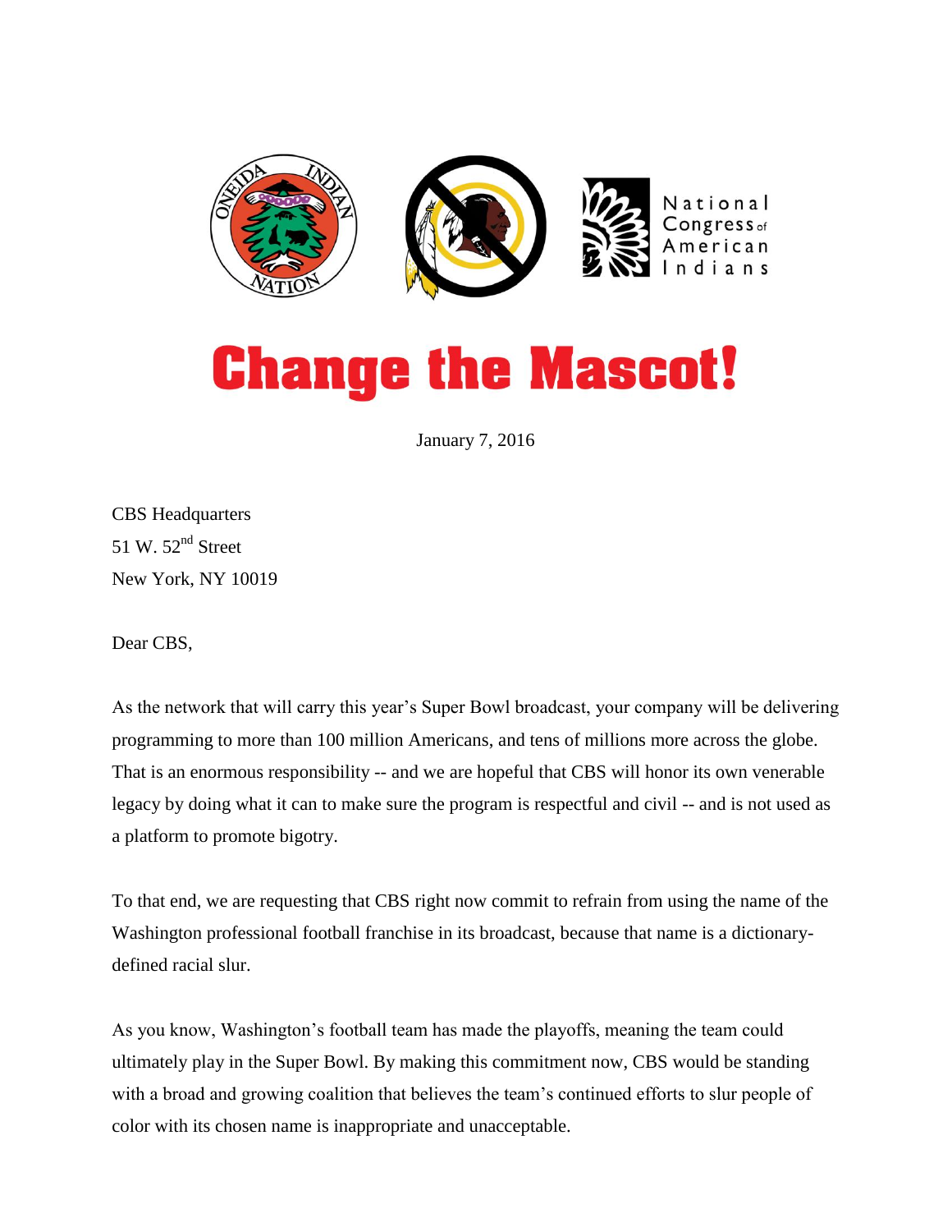# Change the Mascot!

January 7, 2016

CBS Headquarters
51 W. 52nd Street
New York, NY 10019

Dear CBS,

As the network that will carry this year's Super Bowl broadcast, your company will be delivering programming to more than 100 million Americans, and tens of millions more across the globe. That is an enormous responsibility -- and we are hopeful that CBS will honor its own venerable legacy by doing what it can to make sure the program is respectful and civil -- and is not used as a platform to promote bigotry.

To that end, we are requesting that CBS right now commit to refrain from using the name of the Washington professional football franchise in its broadcast, because that name is a dictionary-defined racial slur.

As you know, Washington's football team has made the playoffs, meaning the team could ultimately play in the Super Bowl. By making this commitment now, CBS would be standing with a broad and growing coalition that believes the team's continued efforts to slur people of color with its chosen name is inappropriate and unacceptable.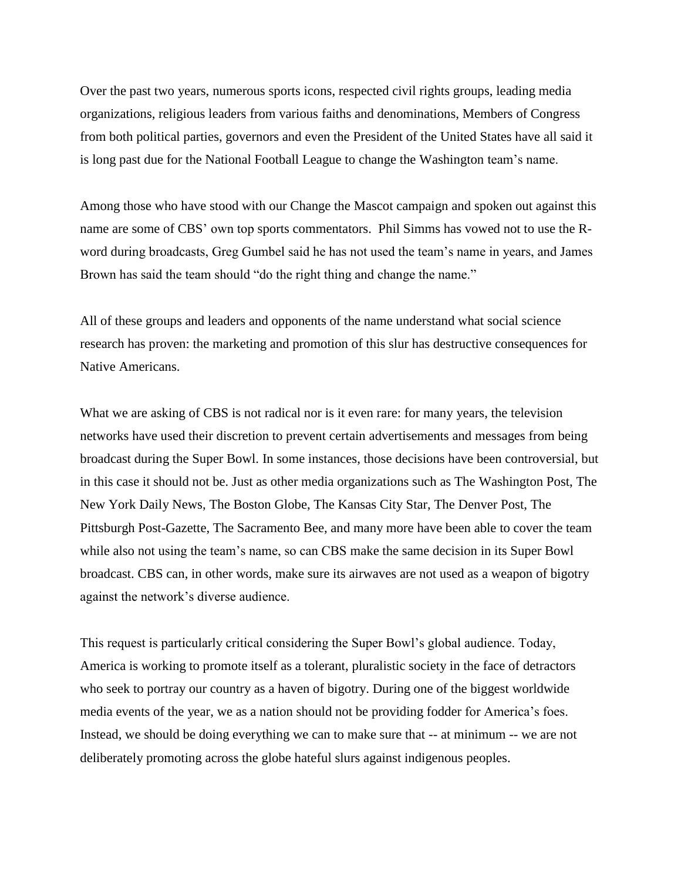Over the past two years, numerous sports icons, respected civil rights groups, leading media organizations, religious leaders from various faiths and denominations, Members of Congress from both political parties, governors and even the President of the United States have all said it is long past due for the National Football League to change the Washington team's name.

Among those who have stood with our Change the Mascot campaign and spoken out against this name are some of CBS' own top sports commentators. Phil Simms has vowed not to use the R-word during broadcasts, Greg Gumbel said he has not used the team's name in years, and James Brown has said the team should "do the right thing and change the name."

All of these groups and leaders and opponents of the name understand what social science research has proven: the marketing and promotion of this slur has destructive consequences for Native Americans.

What we are asking of CBS is not radical nor is it even rare: for many years, the television networks have used their discretion to prevent certain advertisements and messages from being broadcast during the Super Bowl. In some instances, those decisions have been controversial, but in this case it should not be. Just as other media organizations such as The Washington Post, The New York Daily News, The Boston Globe, The Kansas City Star, The Denver Post, The Pittsburgh Post-Gazette, The Sacramento Bee, and many more have been able to cover the team while also not using the team's name, so can CBS make the same decision in its Super Bowl broadcast. CBS can, in other words, make sure its airwaves are not used as a weapon of bigotry against the network's diverse audience.

This request is particularly critical considering the Super Bowl's global audience. Today, America is working to promote itself as a tolerant, pluralistic society in the face of detractors who seek to portray our country as a haven of bigotry. During one of the biggest worldwide media events of the year, we as a nation should not be providing fodder for America's foes. Instead, we should be doing everything we can to make sure that -- at minimum -- we are not deliberately promoting across the globe hateful slurs against indigenous peoples.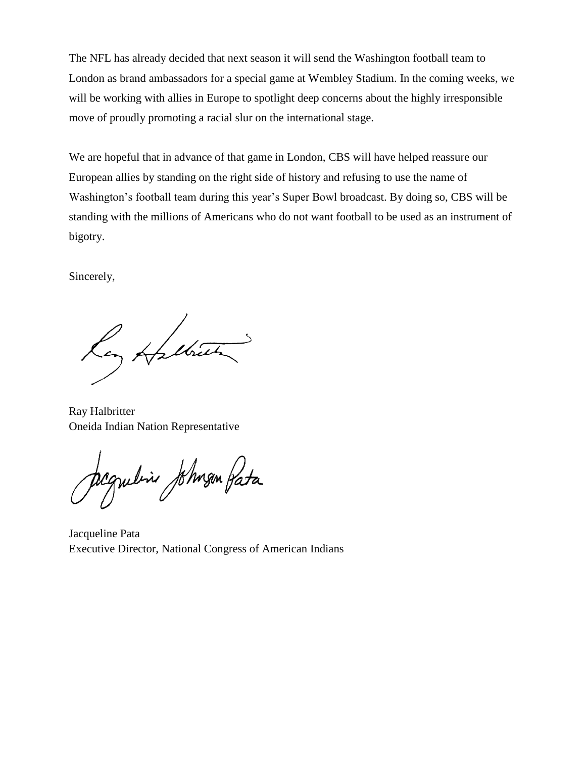The NFL has already decided that next season it will send the Washington football team to London as brand ambassadors for a special game at Wembley Stadium. In the coming weeks, we will be working with allies in Europe to spotlight deep concerns about the highly irresponsible move of proudly promoting a racial slur on the international stage.

We are hopeful that in advance of that game in London, CBS will have helped reassure our European allies by standing on the right side of history and refusing to use the name of Washington's football team during this year's Super Bowl broadcast. By doing so, CBS will be standing with the millions of Americans who do not want football to be used as an instrument of bigotry.

Sincerely,

Ray Halbritter
Oneida Indian Nation Representative

Jacqueline Pata
Executive Director, National Congress of American Indians